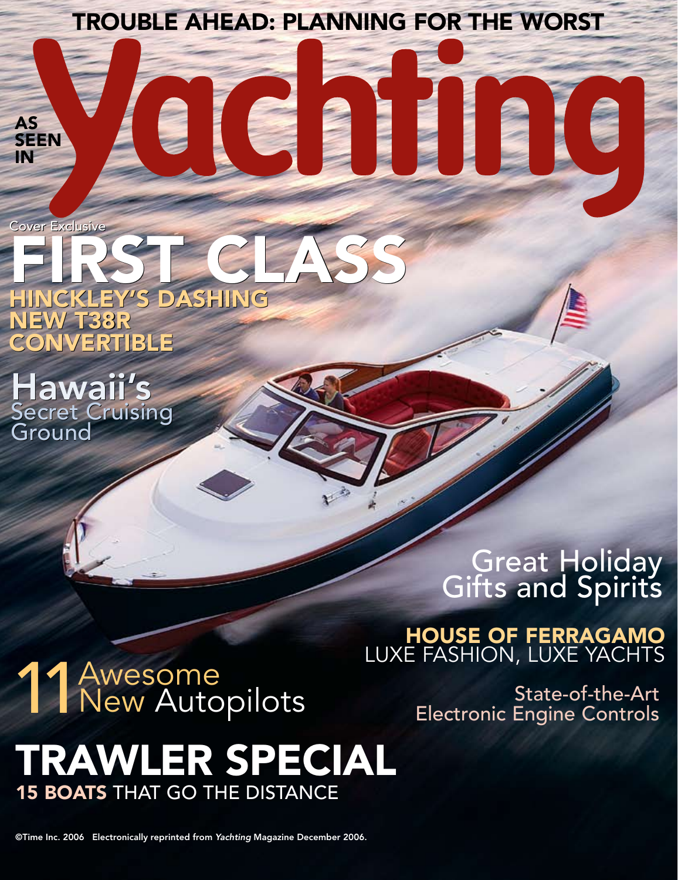TROUBLE AHEAD: PLANNING FOR THE WORST

AS SEEN IN

# Yachting

Cover Exclusive

## FIRST CLASS

**HINCKLEY'S DASHING NEW T38R CONVERTIBLE**

**Hawaii's** Secret Cruising Ground

Great Holiday Gifts and Spirits

**HOUSE OF FERRAGAMO**
LUXE FASHION, LUXE YACHTS

11 Awesome New Autopilots

State-of-the-Art Electronic Engine Controls

## TRAWLER SPECIAL

**15 BOATS** THAT GO THE DISTANCE

©Time Inc. 2006 Electronically reprinted from *Yachting* Magazine December 2006.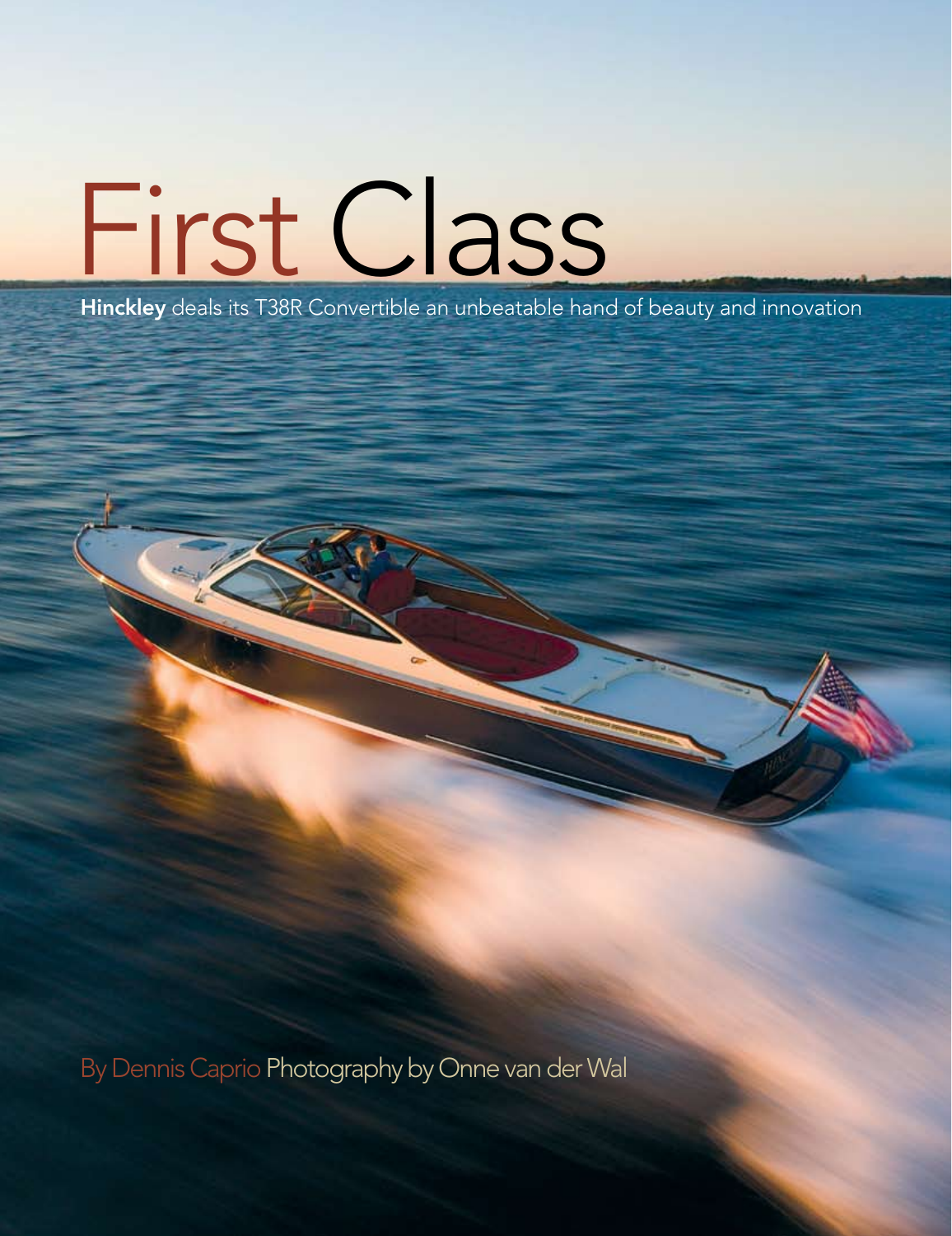# First Class

**Hinckley** deals its T38R Convertible an unbeatable hand of beauty and innovation

By Dennis Caprio Photography by Onne van der Wal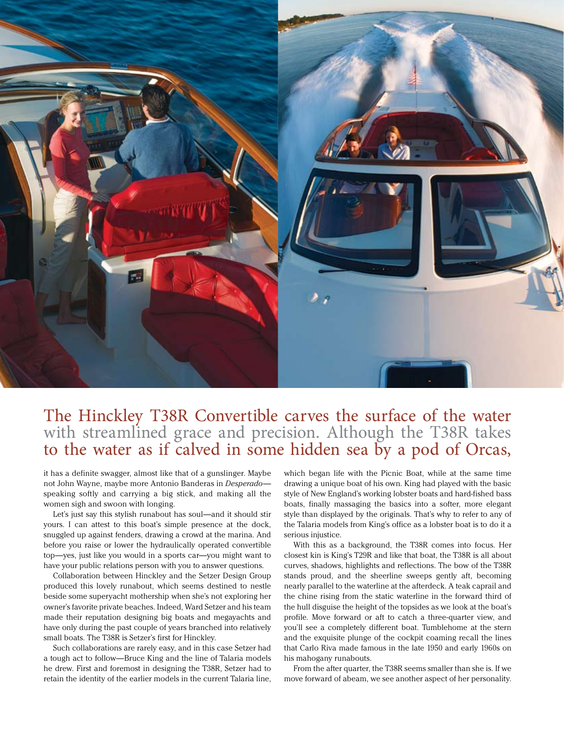The Hinckley T38R Convertible carves the surface of the water with streamlined grace and precision. Although the T38R takes to the water as if calved in some hidden sea by a pod of Orcas, it has a definite swagger, almost like that of a gunslinger. Maybe not John Wayne, maybe more Antonio Banderas in *Desperado*—speaking softly and carrying a big stick, and making all the women sigh and swoon with longing.

Let's just say this stylish runabout has soul—and it should stir yours. I can attest to this boat's simple presence at the dock, snuggled up against fenders, drawing a crowd at the marina. And before you raise or lower the hydraulically operated convertible top—yes, just like you would in a sports car—you might want to have your public relations person with you to answer questions.

Collaboration between Hinckley and the Setzer Design Group produced this lovely runabout, which seems destined to nestle beside some superyacht mothership when she's not exploring her owner's favorite private beaches. Indeed, Ward Setzer and his team made their reputation designing big boats and megayachts and have only during the past couple of years branched into relatively small boats. The T38R is Setzer's first for Hinckley.

Such collaborations are rarely easy, and in this case Setzer had a tough act to follow—Bruce King and the line of Talaria models he drew. First and foremost in designing the T38R, Setzer had to retain the identity of the earlier models in the current Talaria line, which began life with the Picnic Boat, while at the same time drawing a unique boat of his own. King had played with the basic style of New England's working lobster boats and hard-fished bass boats, finally massaging the basics into a softer, more elegant style than displayed by the originals. That's why to refer to any of the Talaria models from King's office as a lobster boat is to do it a serious injustice.

With this as a background, the T38R comes into focus. Her closest kin is King's T29R and like that boat, the T38R is all about curves, shadows, highlights and reflections. The bow of the T38R stands proud, and the sheerline sweeps gently aft, becoming nearly parallel to the waterline at the afterdeck. A teak caprail and the chine rising from the static waterline in the forward third of the hull disguise the height of the topsides as we look at the boat's profile. Move forward or aft to catch a three-quarter view, and you'll see a completely different boat. Tumblehome at the stern and the exquisite plunge of the cockpit coaming recall the lines that Carlo Riva made famous in the late 1950 and early 1960s on his mahogany runabouts.

From the after quarter, the T38R seems smaller than she is. If we move forward of abeam, we see another aspect of her personality.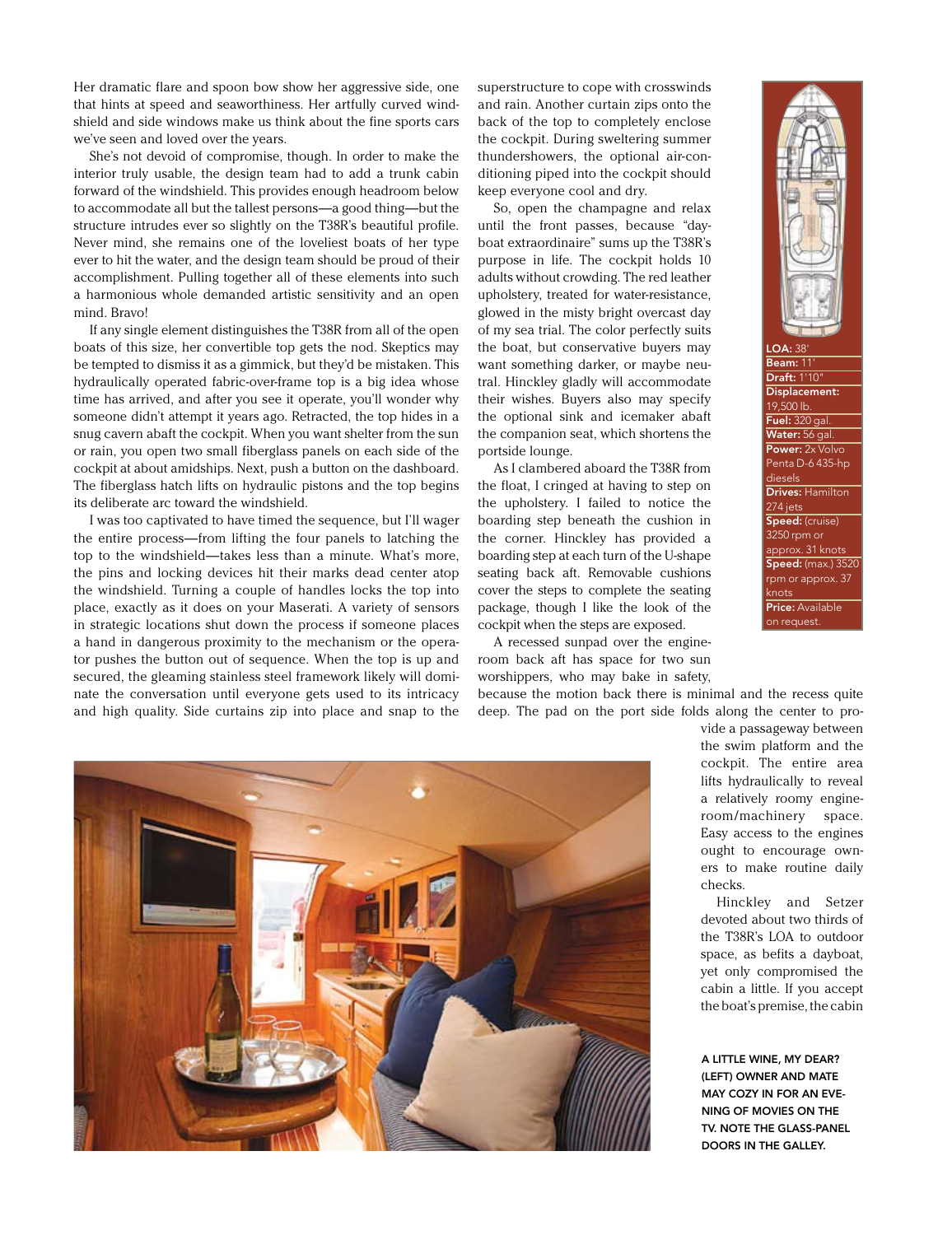Her dramatic flare and spoon bow show her aggressive side, one that hints at speed and seaworthiness. Her artfully curved windshield and side windows make us think about the fine sports cars we've seen and loved over the years.

She's not devoid of compromise, though. In order to make the interior truly usable, the design team had to add a trunk cabin forward of the windshield. This provides enough headroom below to accommodate all but the tallest persons—a good thing—but the structure intrudes ever so slightly on the T38R's beautiful profile. Never mind, she remains one of the loveliest boats of her type ever to hit the water, and the design team should be proud of their accomplishment. Pulling together all of these elements into such a harmonious whole demanded artistic sensitivity and an open mind. Bravo!

If any single element distinguishes the T38R from all of the open boats of this size, her convertible top gets the nod. Skeptics may be tempted to dismiss it as a gimmick, but they'd be mistaken. This hydraulically operated fabric-over-frame top is a big idea whose time has arrived, and after you see it operate, you'll wonder why someone didn't attempt it years ago. Retracted, the top hides in a snug cavern abaft the cockpit. When you want shelter from the sun or rain, you open two small fiberglass panels on each side of the cockpit at about amidships. Next, push a button on the dashboard. The fiberglass hatch lifts on hydraulic pistons and the top begins its deliberate arc toward the windshield.

I was too captivated to have timed the sequence, but I'll wager the entire process—from lifting the four panels to latching the top to the windshield—takes less than a minute. What's more, the pins and locking devices hit their marks dead center atop the windshield. Turning a couple of handles locks the top into place, exactly as it does on your Maserati. A variety of sensors in strategic locations shut down the process if someone places a hand in dangerous proximity to the mechanism or the operator pushes the button out of sequence. When the top is up and secured, the gleaming stainless steel framework likely will dominate the conversation until everyone gets used to its intricacy and high quality. Side curtains zip into place and snap to the superstructure to cope with crosswinds and rain. Another curtain zips onto the back of the top to completely enclose the cockpit. During sweltering summer thundershowers, the optional air-conditioning piped into the cockpit should keep everyone cool and dry.

So, open the champagne and relax until the front passes, because "dayboat extraordinaire" sums up the T38R's purpose in life. The cockpit holds 10 adults without crowding. The red leather upholstery, treated for water-resistance, glowed in the misty bright overcast day of my sea trial. The color perfectly suits the boat, but conservative buyers may want something darker, or maybe neutral. Hinckley gladly will accommodate their wishes. Buyers also may specify the optional sink and icemaker abaft the companion seat, which shortens the portside lounge.

As I clambered aboard the T38R from the float, I cringed at having to step on the upholstery. I failed to notice the boarding step beneath the cushion in the corner. Hinckley has provided a boarding step at each turn of the U-shape seating back aft. Removable cushions cover the steps to complete the seating package, though I like the look of the cockpit when the steps are exposed.

A recessed sunpad over the engineroom back aft has space for two sun worshippers, who may bake in safety, because the motion back there is minimal and the recess quite deep. The pad on the port side folds along the center to provide a passageway between the swim platform and the cockpit. The entire area lifts hydraulically to reveal a relatively roomy engineroom/machinery space. Easy access to the engines ought to encourage owners to make routine daily checks.

Hinckley and Setzer devoted about two thirds of the T38R's LOA to outdoor space, as befits a dayboat, yet only compromised the cabin a little. If you accept the boat's premise, the cabin

**LOA:** 38'
**Beam:** 11'
**Draft:** 1'10"
**Displacement:** 19,500 lb.
**Fuel:** 320 gal.
**Water:** 56 gal.
**Power:** 2x Volvo Penta D-6 435-hp diesels
**Drives:** Hamilton 274 jets
**Speed:** (cruise) 3250 rpm or approx. 31 knots
**Speed:** (max.) 3520 rpm or approx. 37 knots
**Price:** Available on request.

A LITTLE WINE, MY DEAR? (LEFT) OWNER AND MATE MAY COZY IN FOR AN EVENING OF MOVIES ON THE TV. NOTE THE GLASS-PANEL DOORS IN THE GALLEY.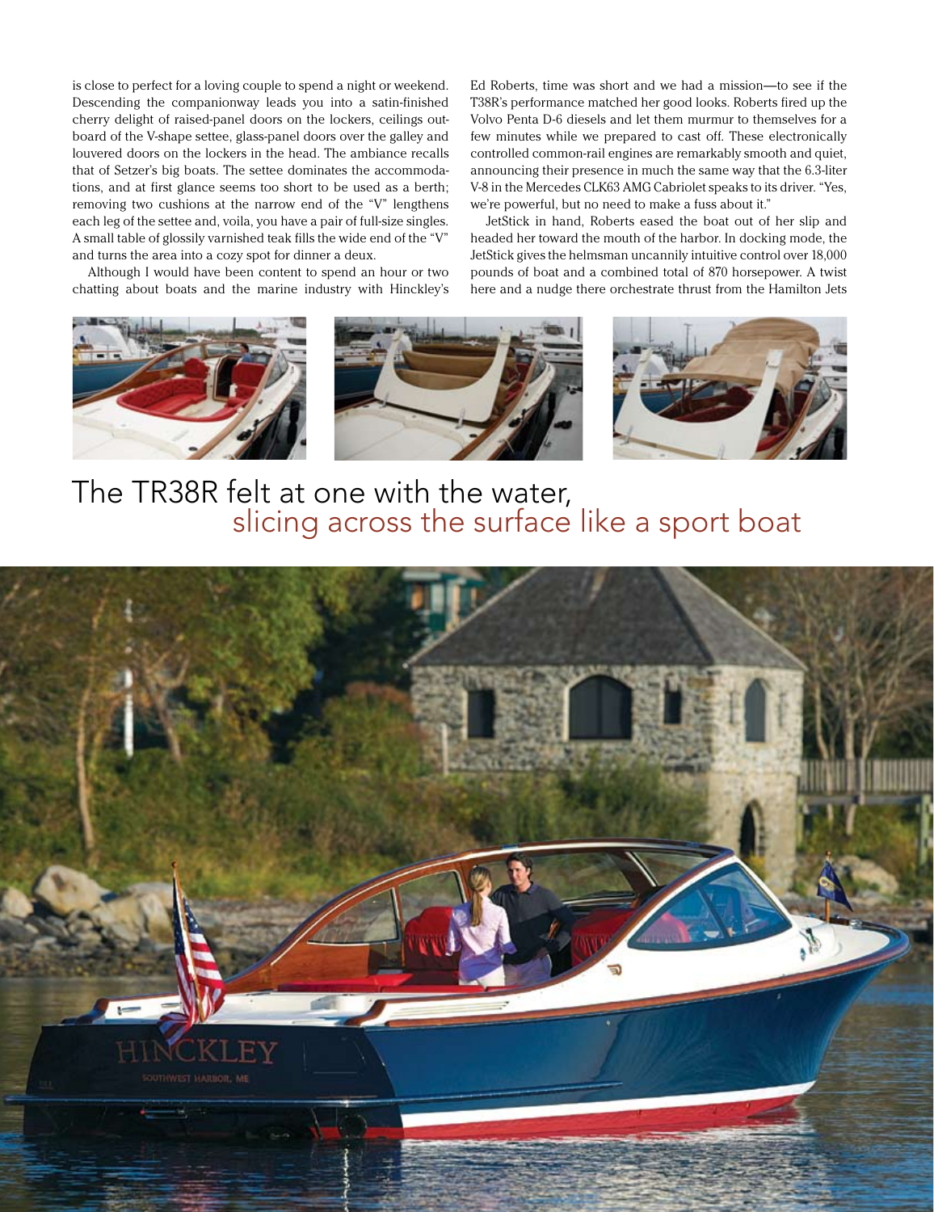is close to perfect for a loving couple to spend a night or weekend. Descending the companionway leads you into a satin-finished cherry delight of raised-panel doors on the lockers, ceilings outboard of the V-shape settee, glass-panel doors over the galley and louvered doors on the lockers in the head. The ambiance recalls that of Setzer's big boats. The settee dominates the accommodations, and at first glance seems too short to be used as a berth; removing two cushions at the narrow end of the "V" lengthens each leg of the settee and, voila, you have a pair of full-size singles. A small table of glossily varnished teak fills the wide end of the "V" and turns the area into a cozy spot for dinner a deux.

Although I would have been content to spend an hour or two chatting about boats and the marine industry with Hinckley's Ed Roberts, time was short and we had a mission—to see if the T38R's performance matched her good looks. Roberts fired up the Volvo Penta D-6 diesels and let them murmur to themselves for a few minutes while we prepared to cast off. These electronically controlled common-rail engines are remarkably smooth and quiet, announcing their presence in much the same way that the 6.3-liter V-8 in the Mercedes CLK63 AMG Cabriolet speaks to its driver. "Yes, we're powerful, but no need to make a fuss about it."

JetStick in hand, Roberts eased the boat out of her slip and headed her toward the mouth of the harbor. In docking mode, the JetStick gives the helmsman uncannily intuitive control over 18,000 pounds of boat and a combined total of 870 horsepower. A twist here and a nudge there orchestrate thrust from the Hamilton Jets

## The TR38R felt at one with the water, slicing across the surface like a sport boat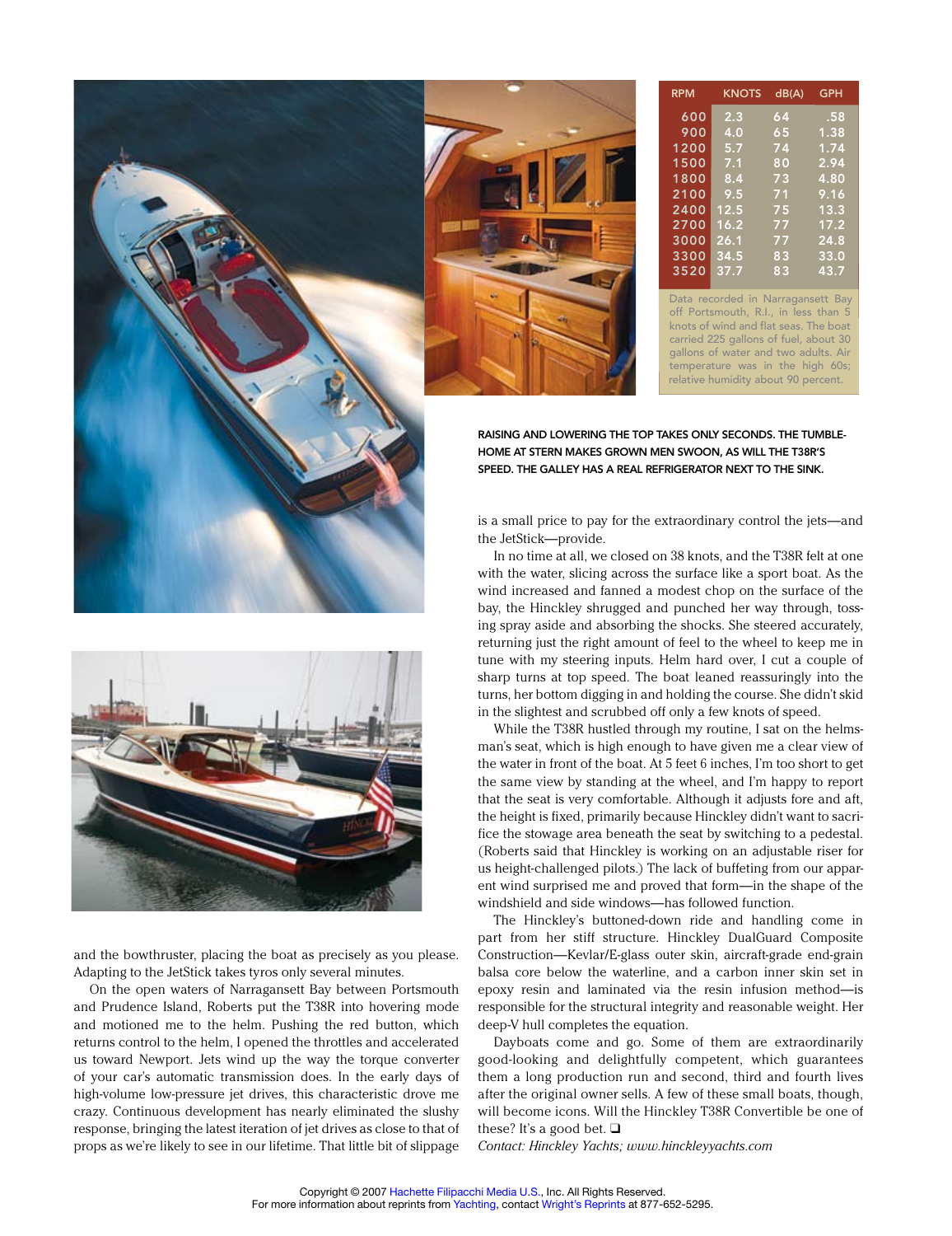| RPM | KNOTS | dB(A) | GPH |
|---|---|---|---|
| 600 | 2.3 | 64 | .58 |
| 900 | 4.0 | 65 | 1.38 |
| 1200 | 5.7 | 74 | 1.74 |
| 1500 | 7.1 | 80 | 2.94 |
| 1800 | 8.4 | 73 | 4.80 |
| 2100 | 9.5 | 71 | 9.16 |
| 2400 | 12.5 | 75 | 13.3 |
| 2700 | 16.2 | 77 | 17.2 |
| 3000 | 26.1 | 77 | 24.8 |
| 3300 | 34.5 | 83 | 33.0 |
| 3520 | 37.7 | 83 | 43.7 |

Data recorded in Narragansett Bay off Portsmouth, R.I., in less than 5 knots of wind and flat seas. The boat carried 225 gallons of fuel, about 30 gallons of water and two adults. Air temperature was in the high 60s; relative humidity about 90 percent.

RAISING AND LOWERING THE TOP TAKES ONLY SECONDS. THE TUMBLEHOME AT STERN MAKES GROWN MEN SWOON, AS WILL THE T38R'S SPEED. THE GALLEY HAS A REAL REFRIGERATOR NEXT TO THE SINK.

and the bowthruster, placing the boat as precisely as you please. Adapting to the JetStick takes tyros only several minutes.

On the open waters of Narragansett Bay between Portsmouth and Prudence Island, Roberts put the T38R into hovering mode and motioned me to the helm. Pushing the red button, which returns control to the helm, I opened the throttles and accelerated us toward Newport. Jets wind up the way the torque converter of your car's automatic transmission does. In the early days of high-volume low-pressure jet drives, this characteristic drove me crazy. Continuous development has nearly eliminated the slushy response, bringing the latest iteration of jet drives as close to that of props as we're likely to see in our lifetime. That little bit of slippage is a small price to pay for the extraordinary control the jets—and the JetStick—provide.

In no time at all, we closed on 38 knots, and the T38R felt at one with the water, slicing across the surface like a sport boat. As the wind increased and fanned a modest chop on the surface of the bay, the Hinckley shrugged and punched her way through, tossing spray aside and absorbing the shocks. She steered accurately, returning just the right amount of feel to the wheel to keep me in tune with my steering inputs. Helm hard over, I cut a couple of sharp turns at top speed. The boat leaned reassuringly into the turns, her bottom digging in and holding the course. She didn't skid in the slightest and scrubbed off only a few knots of speed.

While the T38R hustled through my routine, I sat on the helmsman's seat, which is high enough to have given me a clear view of the water in front of the boat. At 5 feet 6 inches, I'm too short to get the same view by standing at the wheel, and I'm happy to report that the seat is very comfortable. Although it adjusts fore and aft, the height is fixed, primarily because Hinckley didn't want to sacrifice the stowage area beneath the seat by switching to a pedestal. (Roberts said that Hinckley is working on an adjustable riser for us height-challenged pilots.) The lack of buffeting from our apparent wind surprised me and proved that form—in the shape of the windshield and side windows—has followed function.

The Hinckley's buttoned-down ride and handling come in part from her stiff structure. Hinckley DualGuard Composite Construction—Kevlar/E-glass outer skin, aircraft-grade end-grain balsa core below the waterline, and a carbon inner skin set in epoxy resin and laminated via the resin infusion method—is responsible for the structural integrity and reasonable weight. Her deep-V hull completes the equation.

Dayboats come and go. Some of them are extraordinarily good-looking and delightfully competent, which guarantees them a long production run and second, third and fourth lives after the original owner sells. A few of these small boats, though, will become icons. Will the Hinckley T38R Convertible be one of these? It's a good bet. ❑

*Contact: Hinckley Yachts; www.hinckleyyachts.com*

Copyright © 2007 Hachette Filipacchi Media U.S., Inc. All Rights Reserved.
For more information about reprints from Yachting, contact Wright's Reprints at 877-652-5295.